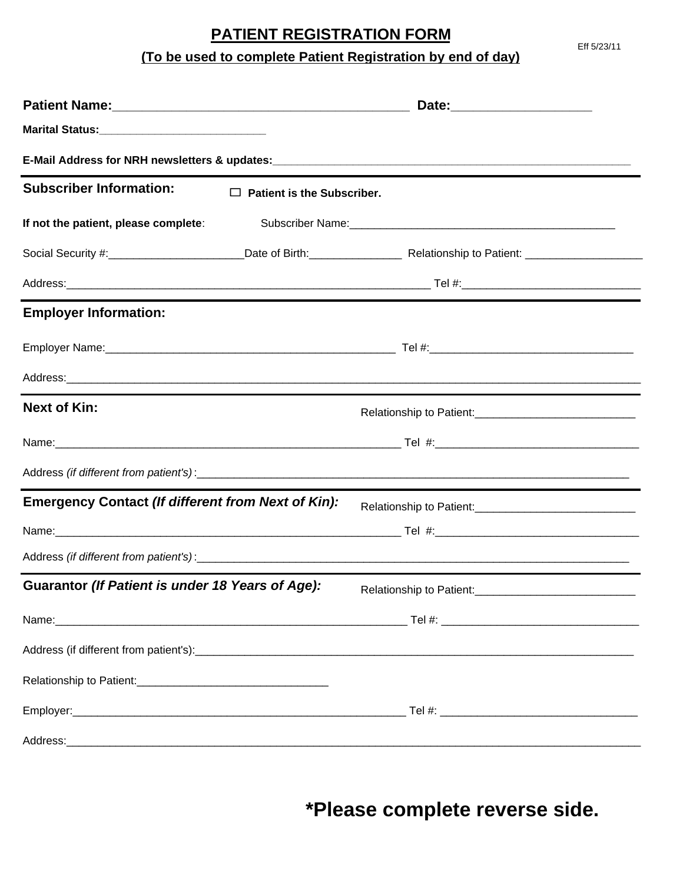# PATIENT REGISTRATION FORM

**(To be used to complete Patient Registration by end of day)**

Eff 5/23/11

**Patient Name:**__________________________________________ **Date:**____________________

**Marital Status:**___________________________

**E-Mail Address for NRH newsletters & updates:**_____________________________________________________________

---

## Subscriber Information:

☐ **Patient is the Subscriber.**

**If not the patient, please complete**: Subscriber Name:__________________________________________

Social Security #:______________________Date of Birth:_______________ Relationship to Patient: ___________________

Address:______________________________________________________________ Tel #:_____________________________

---

## Employer Information:

Employer Name:__________________________________________________ Tel #:_________________________________

Address:___________________________________________________________________________________________________

---

## Next of Kin:

Relationship to Patient:__________________________

Name:__________________________________________________________ Tel #:_________________________________

Address *(if different from patient's)*:___________________________________________________________________________

---

## Emergency Contact *(If different from Next of Kin):*

Relationship to Patient:__________________________

Name:__________________________________________________________ Tel #:_________________________________

Address *(if different from patient's)*:___________________________________________________________________________

---

## Guarantor *(If Patient is under 18 Years of Age):*

Relationship to Patient:__________________________

Name:____________________________________________________________ Tel #: ________________________________

Address (if different from patient's):_____________________________________________________________________________

Relationship to Patient:_______________________________

Employer:_________________________________________________________ Tel #: ________________________________

Address:___________________________________________________________________________________________________

**\*Please complete reverse side.**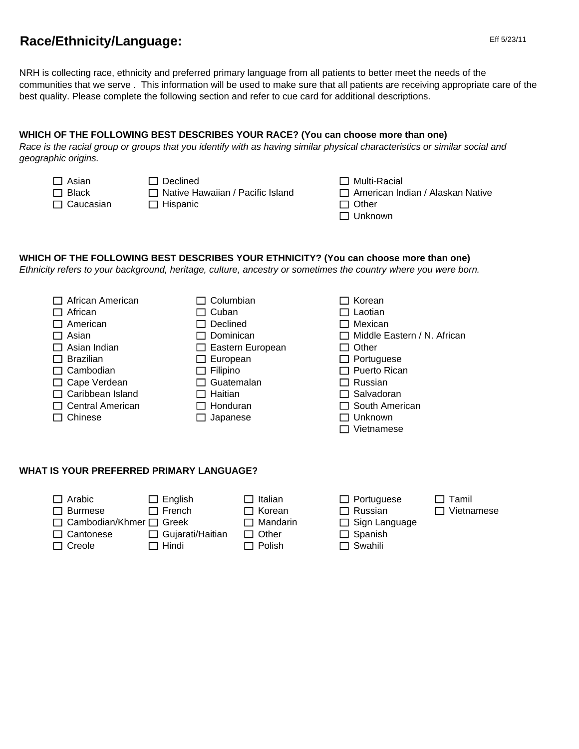## Race/Ethnicity/Language:

Eff 5/23/11

NRH is collecting race, ethnicity and preferred primary language from all patients to better meet the needs of the communities that we serve . This information will be used to make sure that all patients are receiving appropriate care of the best quality. Please complete the following section and refer to cue card for additional descriptions.

**WHICH OF THE FOLLOWING BEST DESCRIBES YOUR RACE? (You can choose more than one)**

*Race is the racial group or groups that you identify with as having similar physical characteristics or similar social and geographic origins.*

- ☐ Asian
- ☐ Black
- ☐ Caucasian
- ☐ Declined
- ☐ Native Hawaiian / Pacific Island
- ☐ Hispanic
- ☐ Multi-Racial
- ☐ American Indian / Alaskan Native
- ☐ Other
- ☐ Unknown

**WHICH OF THE FOLLOWING BEST DESCRIBES YOUR ETHNICITY? (You can choose more than one)**

*Ethnicity refers to your background, heritage, culture, ancestry or sometimes the country where you were born.*

- ☐ African American
- ☐ African
- ☐ American
- ☐ Asian
- ☐ Asian Indian
- ☐ Brazilian
- ☐ Cambodian
- ☐ Cape Verdean
- ☐ Caribbean Island
- ☐ Central American
- ☐ Chinese
- ☐ Columbian
- ☐ Cuban
- ☐ Declined
- ☐ Dominican
- ☐ Eastern European
- ☐ European
- ☐ Filipino
- ☐ Guatemalan
- ☐ Haitian
- ☐ Honduran
- ☐ Japanese
- ☐ Korean
- ☐ Laotian
- ☐ Mexican
- ☐ Middle Eastern / N. African
- ☐ Other
- ☐ Portuguese
- ☐ Puerto Rican
- ☐ Russian
- ☐ Salvadoran
- ☐ South American
- ☐ Unknown
- ☐ Vietnamese

**WHAT IS YOUR PREFERRED PRIMARY LANGUAGE?**

- ☐ Arabic
- ☐ Burmese
- ☐ Cambodian/Khmer
- ☐ Cantonese
- ☐ Creole
- ☐ English
- ☐ French
- ☐ Greek
- ☐ Gujarati/Haitian
- ☐ Hindi
- ☐ Italian
- ☐ Korean
- ☐ Mandarin
- ☐ Other
- ☐ Polish
- ☐ Portuguese
- ☐ Russian
- ☐ Sign Language
- ☐ Spanish
- ☐ Swahili
- ☐ Tamil
- ☐ Vietnamese